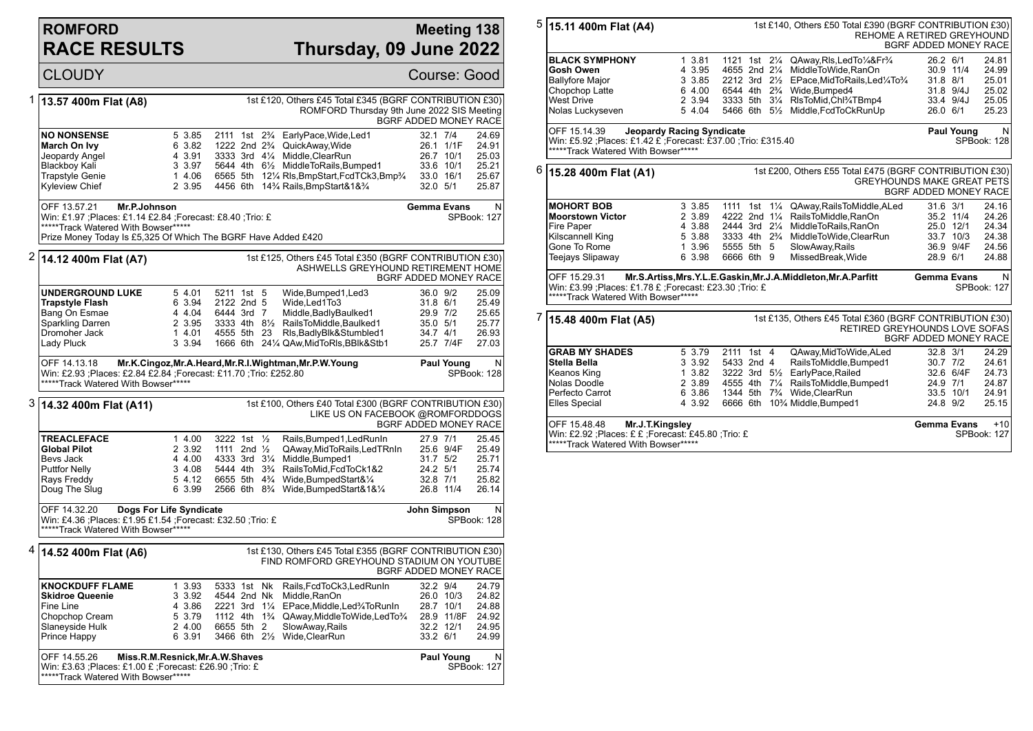# ROMFORD RACE RESULTS

## Meeting 138 — Thursday, 09 June 2022

CLOUDY — Course: Good

### 1 — 13.57 400m Flat (A8)

1st £120, Others £45 Total £345 (BGRF CONTRIBUTION £30)
ROMFORD Thursday 9th June 2022 SIS Meeting
BGRF ADDED MONEY RACE

| Dog | Trap | Split | Sectionals | Pos | Dist | Comment | Weight | SP | Time |
|---|---|---|---|---|---|---|---|---|---|
| **NO NONSENSE** | 5 | 3.85 | 2111 | 1st | 2¾ | EarlyPace,Wide,Led1 | 32.1 | 7/4 | 24.69 |
| **March On Ivy** | 6 | 3.82 | 1222 | 2nd | 2¾ | QuickAway,Wide | 26.1 | 1/1F | 24.91 |
| Jeopardy Angel | 4 | 3.91 | 3333 | 3rd | 4¼ | Middle,ClearRun | 26.7 | 10/1 | 25.03 |
| Blackboy Kali | 3 | 3.97 | 5644 | 4th | 6½ | MiddleToRails,Bumped1 | 33.6 | 10/1 | 25.21 |
| Trapstyle Genie | 1 | 4.06 | 6565 | 5th | 12¼ | Rls,BmpStart,FcdTCk3,Bmp¾ | 33.0 | 16/1 | 25.67 |
| Kyleview Chief | 2 | 3.95 | 4456 | 6th | 14¾ | Rails,BmpStart&1&¾ | 32.0 | 5/1 | 25.87 |

OFF 13.57.21 **Mr.P.Johnson** — **Gemma Evans** N
Win: £1.97 ;Places: £1.14 £2.84 ;Forecast: £8.40 ;Trio: £ — SPBook: 127
*****Track Watered With Bowser*****
Prize Money Today Is £5,325 Of Which The BGRF Have Added £420

### 2 — 14.12 400m Flat (A7)

1st £125, Others £45 Total £350 (BGRF CONTRIBUTION £30)
ASHWELLS GREYHOUND RETIREMENT HOME
BGRF ADDED MONEY RACE

| Dog | Trap | Split | Sectionals | Pos | Dist | Comment | Weight | SP | Time |
|---|---|---|---|---|---|---|---|---|---|
| **UNDERGROUND LUKE** | 5 | 4.01 | 5211 | 1st | 5 | Wide,Bumped1,Led3 | 36.0 | 9/2 | 25.09 |
| **Trapstyle Flash** | 6 | 3.94 | 2122 | 2nd | 5 | Wide,Led1To3 | 31.8 | 6/1 | 25.49 |
| Bang On Esmae | 4 | 4.04 | 6444 | 3rd | 7 | Middle,BadlyBaulked1 | 29.9 | 7/2 | 25.65 |
| Sparkling Darren | 2 | 3.95 | 3333 | 4th | 8½ | RailsToMiddle,Baulked1 | 35.0 | 5/1 | 25.77 |
| Dromoher Jack | 1 | 4.01 | 4555 | 5th | 23 | Rls,BadlyBlk&Stumbled1 | 34.7 | 4/1 | 26.93 |
| Lady Pluck | 3 | 3.94 | 1666 | 6th | 24¼ | QAw,MidToRls,BBlk&Stb1 | 25.7 | 7/4F | 27.03 |

OFF 14.13.18 **Mr.K.Cingoz,Mr.A.Heard,Mr.R.I.Wightman,Mr.P.W.Young** — **Paul Young** N
Win: £2.93 ;Places: £2.84 £2.84 ;Forecast: £11.70 ;Trio: £252.80 — SPBook: 128
*****Track Watered With Bowser*****

### 3 — 14.32 400m Flat (A11)

1st £100, Others £40 Total £300 (BGRF CONTRIBUTION £30)
LIKE US ON FACEBOOK @ROMFORDDOGS
BGRF ADDED MONEY RACE

| Dog | Trap | Split | Sectionals | Pos | Dist | Comment | Weight | SP | Time |
|---|---|---|---|---|---|---|---|---|---|
| **TREACLEFACE** | 1 | 4.00 | 3222 | 1st | ½ | Rails,Bumped1,LedRunIn | 27.9 | 7/1 | 25.45 |
| **Global Pilot** | 2 | 3.92 | 1111 | 2nd | ½ | QAway,MidToRails,LedTRnIn | 25.6 | 9/4F | 25.49 |
| Bevs Jack | 4 | 4.00 | 4333 | 3rd | 3¼ | Middle,Bumped1 | 31.7 | 5/2 | 25.71 |
| Puttfor Nelly | 3 | 4.08 | 5444 | 4th | 3¾ | RailsToMid,FcdToCk1&2 | 24.2 | 5/1 | 25.74 |
| Rays Freddy | 5 | 4.12 | 6655 | 5th | 4¾ | Wide,BumpedStart&¼ | 32.8 | 7/1 | 25.82 |
| Doug The Slug | 6 | 3.99 | 2566 | 6th | 8¾ | Wide,BumpedStart&1&¼ | 26.8 | 11/4 | 26.14 |

OFF 14.32.20 **Dogs For Life Syndicate** — **John Simpson** N
Win: £4.36 ;Places: £1.95 £1.54 ;Forecast: £32.50 ;Trio: £ — SPBook: 128
*****Track Watered With Bowser*****

### 4 — 14.52 400m Flat (A6)

1st £130, Others £45 Total £355 (BGRF CONTRIBUTION £30)
FIND ROMFORD GREYHOUND STADIUM ON YOUTUBE
BGRF ADDED MONEY RACE

| Dog | Trap | Split | Sectionals | Pos | Dist | Comment | Weight | SP | Time |
|---|---|---|---|---|---|---|---|---|---|
| **KNOCKDUFF FLAME** | 1 | 3.93 | 5333 | 1st | Nk | Rails,FcdToCk3,LedRunIn | 32.2 | 9/4 | 24.79 |
| **Skidroe Queenie** | 3 | 3.92 | 4544 | 2nd | Nk | Middle,RanOn | 26.0 | 10/3 | 24.82 |
| Fine Line | 4 | 3.86 | 2221 | 3rd | 1¼ | EPace,Middle,Led¾ToRunIn | 28.7 | 10/1 | 24.88 |
| Chopchop Cream | 5 | 3.79 | 1112 | 4th | 1¾ | QAway,MiddleToWide,LedTo¾ | 28.9 | 11/8F | 24.92 |
| Slaneyside Hulk | 2 | 4.00 | 6655 | 5th | 2 | SlowAway,Rails | 32.2 | 12/1 | 24.95 |
| Prince Happy | 6 | 3.91 | 3466 | 6th | 2½ | Wide,ClearRun | 33.2 | 6/1 | 24.99 |

OFF 14.55.26 **Miss.R.M.Resnick,Mr.A.W.Shaves** — **Paul Young** N
Win: £3.63 ;Places: £1.00 £ ;Forecast: £26.90 ;Trio: £ — SPBook: 127
*****Track Watered With Bowser*****

### 5 — 15.11 400m Flat (A4)

1st £140, Others £50 Total £390 (BGRF CONTRIBUTION £30)
REHOME A RETIRED GREYHOUND
BGRF ADDED MONEY RACE

| Dog | Trap | Split | Sectionals | Pos | Dist | Comment | Weight | SP | Time |
|---|---|---|---|---|---|---|---|---|---|
| **BLACK SYMPHONY** | 1 | 3.81 | 1121 | 1st | 2¼ | QAway,Rls,LedTo¼&Fr¾ | 26.2 | 6/1 | 24.81 |
| **Gosh Owen** | 4 | 3.95 | 4655 | 2nd | 2¼ | MiddleToWide,RanOn | 30.9 | 11/4 | 24.99 |
| Ballyfore Major | 3 | 3.85 | 2212 | 3rd | 2½ | EPace,MidToRails,Led¼To¾ | 31.8 | 8/1 | 25.01 |
| Chopchop Latte | 6 | 4.00 | 6544 | 4th | 2¾ | Wide,Bumped4 | 31.8 | 9/4J | 25.02 |
| West Drive | 2 | 3.94 | 3333 | 5th | 3¼ | RlsToMid,Chl¾TBmp4 | 33.4 | 9/4J | 25.05 |
| Nolas Luckyseven | 5 | 4.04 | 5466 | 6th | 5½ | Middle,FcdToCkRunUp | 26.0 | 6/1 | 25.23 |

OFF 15.14.39 **Jeopardy Racing Syndicate** — **Paul Young** N
Win: £5.92 ;Places: £1.42 £ ;Forecast: £37.00 ;Trio: £315.40 — SPBook: 128
*****Track Watered With Bowser*****

### 6 — 15.28 400m Flat (A1)

1st £200, Others £55 Total £475 (BGRF CONTRIBUTION £30)
GREYHOUNDS MAKE GREAT PETS
BGRF ADDED MONEY RACE

| Dog | Trap | Split | Sectionals | Pos | Dist | Comment | Weight | SP | Time |
|---|---|---|---|---|---|---|---|---|---|
| **MOHORT BOB** | 3 | 3.85 | 1111 | 1st | 1¼ | QAway,RailsToMiddle,ALed | 31.6 | 3/1 | 24.16 |
| **Moorstown Victor** | 2 | 3.89 | 4222 | 2nd | 1¼ | RailsToMiddle,RanOn | 35.2 | 11/4 | 24.26 |
| Fire Paper | 4 | 3.88 | 2444 | 3rd | 2¼ | MiddleToRails,RanOn | 25.0 | 12/1 | 24.34 |
| Kilscannell King | 5 | 3.88 | 3333 | 4th | 2¾ | MiddleToWide,ClearRun | 33.7 | 10/3 | 24.38 |
| Gone To Rome | 1 | 3.96 | 5555 | 5th | 5 | SlowAway,Rails | 36.9 | 9/4F | 24.56 |
| Teejays Slipaway | 6 | 3.98 | 6666 | 6th | 9 | MissedBreak,Wide | 28.9 | 6/1 | 24.88 |

OFF 15.29.31 **Mr.S.Artiss,Mrs.Y.L.E.Gaskin,Mr.J.A.Middleton,Mr.A.Parfitt** — **Gemma Evans** N
Win: £3.99 ;Places: £1.78 £ ;Forecast: £23.30 ;Trio: £ — SPBook: 127
*****Track Watered With Bowser*****

### 7 — 15.48 400m Flat (A5)

1st £135, Others £45 Total £360 (BGRF CONTRIBUTION £30)
RETIRED GREYHOUNDS LOVE SOFAS
BGRF ADDED MONEY RACE

| Dog | Trap | Split | Sectionals | Pos | Dist | Comment | Weight | SP | Time |
|---|---|---|---|---|---|---|---|---|---|
| **GRAB MY SHADES** | 5 | 3.79 | 2111 | 1st | 4 | QAway,MidToWide,ALed | 32.8 | 3/1 | 24.29 |
| **Stella Bella** | 3 | 3.92 | 5433 | 2nd | 4 | RailsToMiddle,Bumped1 | 30.7 | 7/2 | 24.61 |
| Keanos King | 1 | 3.82 | 3222 | 3rd | 5½ | EarlyPace,Railed | 32.6 | 6/4F | 24.73 |
| Nolas Doodle | 2 | 3.89 | 4555 | 4th | 7¼ | RailsToMiddle,Bumped1 | 24.9 | 7/1 | 24.87 |
| Perfecto Carrot | 6 | 3.86 | 1344 | 5th | 7¾ | Wide,ClearRun | 33.5 | 10/1 | 24.91 |
| Elles Special | 4 | 3.92 | 6666 | 6th | 10¾ | Middle,Bumped1 | 24.8 | 9/2 | 25.15 |

OFF 15.48.48 **Mr.J.T.Kingsley** — **Gemma Evans** +10
Win: £2.92 ;Places: £ £ ;Forecast: £45.80 ;Trio: £ — SPBook: 127
*****Track Watered With Bowser*****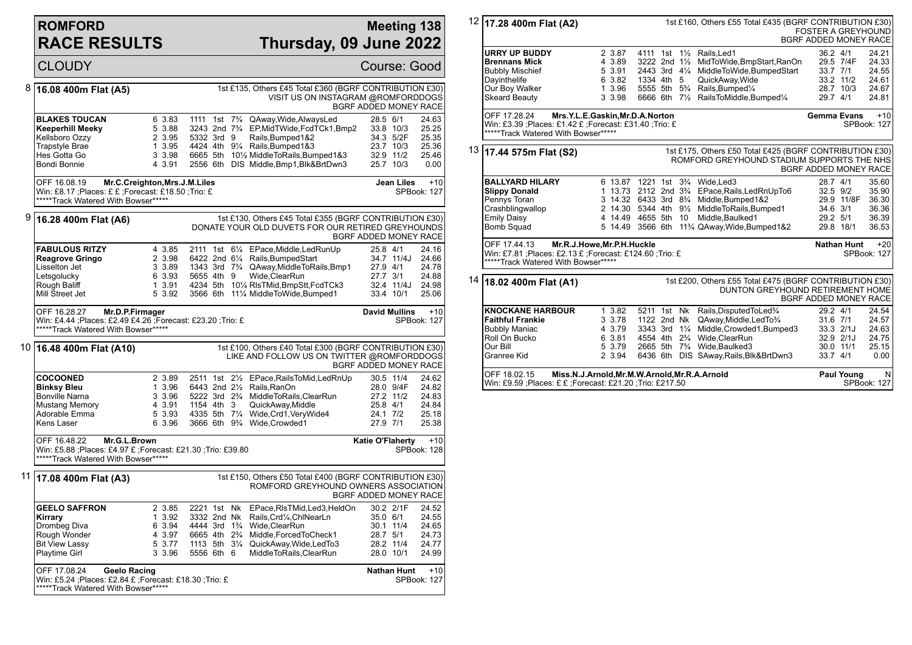# ROMFORD RACE RESULTS

## Meeting 138 Thursday, 09 June 2022

CLOUDY — Course: Good

### 8 — 16.08 400m Flat (A5)

1st £135, Others £45 Total £360 (BGRF CONTRIBUTION £30)
VISIT US ON INSTAGRAM @ROMFORDDOGS
BGRF ADDED MONEY RACE

| | | | | | | | | | |
|---|---|---|---|---|---|---|---|---|---|
| **BLAKES TOUCAN** | 6 3.83 | 1111 | 1st | 7¾ | QAway,Wide,AlwaysLed | 28.5 | 6/1 | 24.63 |
| **Keeperhill Meeky** | 5 3.88 | 3243 | 2nd | 7¾ | EP,MidTWide,FcdTCk1,Bmp2 | 33.8 | 10/3 | 25.25 |
| Kellsboro Ozzy | 2 3.95 | 5332 | 3rd | 9 | Rails,Bumped1&2 | 34.3 | 5/2F | 25.35 |
| Trapstyle Brae | 1 3.95 | 4424 | 4th | 9¼ | Rails,Bumped1&3 | 23.7 | 10/3 | 25.36 |
| Hes Gotta Go | 3 3.98 | 6665 | 5th | 10½ | MiddleToRails,Bumped1&3 | 32.9 | 11/2 | 25.46 |
| Bondi Bonnie | 4 3.91 | 2556 | 6th | DIS | Middle,Bmp1,Blk&BrtDwn3 | 25.7 | 10/3 | 0.00 |

OFF 16.08.19 Mr.C.Creighton,Mrs.J.M.Liles — Jean Liles +10
Win: £8.17 ;Places: £ £ ;Forecast: £18.50 ;Trio: £ — SPBook: 127
*****Track Watered With Bowser*****

### 9 — 16.28 400m Flat (A6)

1st £130, Others £45 Total £355 (BGRF CONTRIBUTION £30)
DONATE YOUR OLD DUVETS FOR OUR RETIRED GREYHOUNDS
BGRF ADDED MONEY RACE

| | | | | | | | | | |
|---|---|---|---|---|---|---|---|---|---|
| **FABULOUS RITZY** | 4 3.85 | 2111 | 1st | 6¼ | EPace,Middle,LedRunUp | 25.8 | 4/1 | 24.16 |
| **Reagrove Gringo** | 2 3.98 | 6422 | 2nd | 6¼ | Rails,BumpedStart | 34.7 | 11/4J | 24.66 |
| Lisselton Jet | 3 3.89 | 1343 | 3rd | 7¾ | QAway,MiddleToRails,Bmp1 | 27.9 | 4/1 | 24.78 |
| Letsgolucky | 6 3.93 | 5655 | 4th | 9 | Wide,ClearRun | 27.7 | 3/1 | 24.88 |
| Rough Baliff | 1 3.91 | 4234 | 5th | 10¼ | RlsTMid,BmpStt,FcdTCk3 | 32.4 | 11/4J | 24.98 |
| Mill Street Jet | 5 3.92 | 3566 | 6th | 11¼ | MiddleToWide,Bumped1 | 33.4 | 10/1 | 25.06 |

OFF 16.28.27 Mr.D.P.Firmager — David Mullins +10
Win: £4.44 ;Places: £2.49 £4.26 ;Forecast: £23.20 ;Trio: £ — SPBook: 127
*****Track Watered With Bowser*****

### 10 — 16.48 400m Flat (A10)

1st £100, Others £40 Total £300 (BGRF CONTRIBUTION £30)
LIKE AND FOLLOW US ON TWITTER @ROMFORDDOGS
BGRF ADDED MONEY RACE

| | | | | | | | | | |
|---|---|---|---|---|---|---|---|---|---|
| **COCOONED** | 2 3.89 | 2511 | 1st | 2½ | EPace,RailsToMid,LedRnUp | 30.5 | 11/4 | 24.62 |
| **Binksy Bleu** | 1 3.96 | 6443 | 2nd | 2½ | Rails,RanOn | 28.0 | 9/4F | 24.82 |
| Bonville Narna | 3 3.96 | 5222 | 3rd | 2¾ | MiddleToRails,ClearRun | 27.2 | 11/2 | 24.83 |
| Mustang Memory | 4 3.91 | 1154 | 4th | 3 | QuickAway,Middle | 25.8 | 4/1 | 24.84 |
| Adorable Emma | 5 3.93 | 4335 | 5th | 7¼ | Wide,Crd1,VeryWide4 | 24.1 | 7/2 | 25.18 |
| Kens Laser | 6 3.96 | 3666 | 6th | 9¾ | Wide,Crowded1 | 27.9 | 7/1 | 25.38 |

OFF 16.48.22 Mr.G.L.Brown — Katie O'Flaherty +10
Win: £5.88 ;Places: £4.97 £ ;Forecast: £21.30 ;Trio: £39.80 — SPBook: 128
*****Track Watered With Bowser*****

### 11 — 17.08 400m Flat (A3)

1st £150, Others £50 Total £400 (BGRF CONTRIBUTION £30)
ROMFORD GREYHOUND OWNERS ASSOCIATION
BGRF ADDED MONEY RACE

| | | | | | | | | | |
|---|---|---|---|---|---|---|---|---|---|
| **GEELO SAFFRON** | 2 3.85 | 2221 | 1st | Nk | EPace,RlsTMid,Led3,HeldOn | 30.2 | 2/1F | 24.52 |
| **Kirrary** | 1 3.92 | 3332 | 2nd | Nk | Rails,Crd¼,ChlNearLn | 35.0 | 6/1 | 24.55 |
| Drombeg Diva | 6 3.94 | 4444 | 3rd | 1¾ | Wide,ClearRun | 30.1 | 11/4 | 24.65 |
| Rough Wonder | 4 3.97 | 6665 | 4th | 2¾ | Middle,ForcedToCheck1 | 28.7 | 5/1 | 24.73 |
| Bit View Lassy | 5 3.77 | 1113 | 5th | 3¼ | QuickAway,Wide,LedTo3 | 28.2 | 11/4 | 24.77 |
| Playtime Girl | 3 3.96 | 5556 | 6th | 6 | MiddleToRails,ClearRun | 28.0 | 10/1 | 24.99 |

OFF 17.08.24 Geelo Racing — Nathan Hunt +10
Win: £5.24 ;Places: £2.84 £ ;Forecast: £18.30 ;Trio: £ — SPBook: 127
*****Track Watered With Bowser*****

### 12 — 17.28 400m Flat (A2)

1st £160, Others £55 Total £435 (BGRF CONTRIBUTION £30)
FOSTER A GREYHOUND
BGRF ADDED MONEY RACE

| | | | | | | | | | |
|---|---|---|---|---|---|---|---|---|---|
| **URRY UP BUDDY** | 2 3.87 | 4111 | 1st | 1½ | Rails,Led1 | 36.2 | 4/1 | 24.21 |
| **Brennans Mick** | 4 3.89 | 3222 | 2nd | 1½ | MidToWide,BmpStart,RanOn | 29.5 | 7/4F | 24.33 |
| Bubbly Mischief | 5 3.91 | 2443 | 3rd | 4¼ | MiddleToWide,BumpedStart | 33.7 | 7/1 | 24.55 |
| Dayinthelife | 6 3.82 | 1334 | 4th | 5 | QuickAway,Wide | 33.2 | 11/2 | 24.61 |
| Our Boy Walker | 1 3.96 | 5555 | 5th | 5¾ | Rails,Bumped¾ | 28.7 | 10/3 | 24.67 |
| Skeard Beauty | 3 3.98 | 6666 | 6th | 7½ | RailsToMiddle,Bumped¼ | 29.7 | 4/1 | 24.81 |

OFF 17.28.24 Mrs.Y.L.E.Gaskin,Mr.D.A.Norton — Gemma Evans +10
Win: £3.39 ;Places: £1.42 £ ;Forecast: £31.40 ;Trio: £ — SPBook: 127
*****Track Watered With Bowser*****

### 13 — 17.44 575m Flat (S2)

1st £175, Others £50 Total £425 (BGRF CONTRIBUTION £30)
ROMFORD GREYHOUND STADIUM SUPPORTS THE NHS
BGRF ADDED MONEY RACE

| | | | | | | | | | |
|---|---|---|---|---|---|---|---|---|---|
| **BALLYARD HILARY** | 6 13.87 | 1221 | 1st | 3¾ | Wide,Led3 | 28.7 | 4/1 | 35.60 |
| **Slippy Donald** | 1 13.73 | 2112 | 2nd | 3¾ | EPace,Rails,LedRnUpTo6 | 32.5 | 9/2 | 35.90 |
| Pennys Toran | 3 14.32 | 6433 | 3rd | 8¾ | Middle,Bumped1&2 | 29.9 | 11/8F | 36.30 |
| Crashblingwallop | 2 14.30 | 5344 | 4th | 9½ | MiddleToRails,Bumped1 | 34.6 | 3/1 | 36.36 |
| Emily Daisy | 4 14.49 | 4655 | 5th | 10 | Middle,Baulked1 | 29.2 | 5/1 | 36.39 |
| Bomb Squad | 5 14.49 | 3566 | 6th | 11¾ | QAway,Wide,Bumped1&2 | 29.8 | 18/1 | 36.53 |

OFF 17.44.13 Mr.R.J.Howe,Mr.P.H.Huckle — Nathan Hunt +20
Win: £7.81 ;Places: £2.13 £ ;Forecast: £124.60 ;Trio: £ — SPBook: 127
*****Track Watered With Bowser*****

### 14 — 18.02 400m Flat (A1)

1st £200, Others £55 Total £475 (BGRF CONTRIBUTION £30)
DUNTON GREYHOUND RETIREMENT HOME
BGRF ADDED MONEY RACE

| | | | | | | | | | |
|---|---|---|---|---|---|---|---|---|---|
| **KNOCKANE HARBOUR** | 1 3.82 | 5211 | 1st | Nk | Rails,DisputedToLed¾ | 29.2 | 4/1 | 24.54 |
| **Faithful Frankie** | 3 3.78 | 1122 | 2nd | Nk | QAway,Middle,LedTo¾ | 31.6 | 7/1 | 24.57 |
| Bubbly Maniac | 4 3.79 | 3343 | 3rd | 1¼ | Middle,Crowded1,Bumped3 | 33.3 | 2/1J | 24.63 |
| Roll On Bucko | 6 3.81 | 4554 | 4th | 2¾ | Wide,ClearRun | 32.9 | 2/1J | 24.75 |
| Our Bill | 5 3.79 | 2665 | 5th | 7¾ | Wide,Baulked3 | 30.0 | 11/1 | 25.15 |
| Granree Kid | 2 3.94 | 6436 | 6th | DIS | SAway,Rails,Blk&BrtDwn3 | 33.7 | 4/1 | 0.00 |

OFF 18.02.15 Miss.N.J.Arnold,Mr.M.W.Arnold,Mr.R.A.Arnold — Paul Young N
Win: £9.59 ;Places: £ £ ;Forecast: £21.20 ;Trio: £217.50 — SPBook: 127